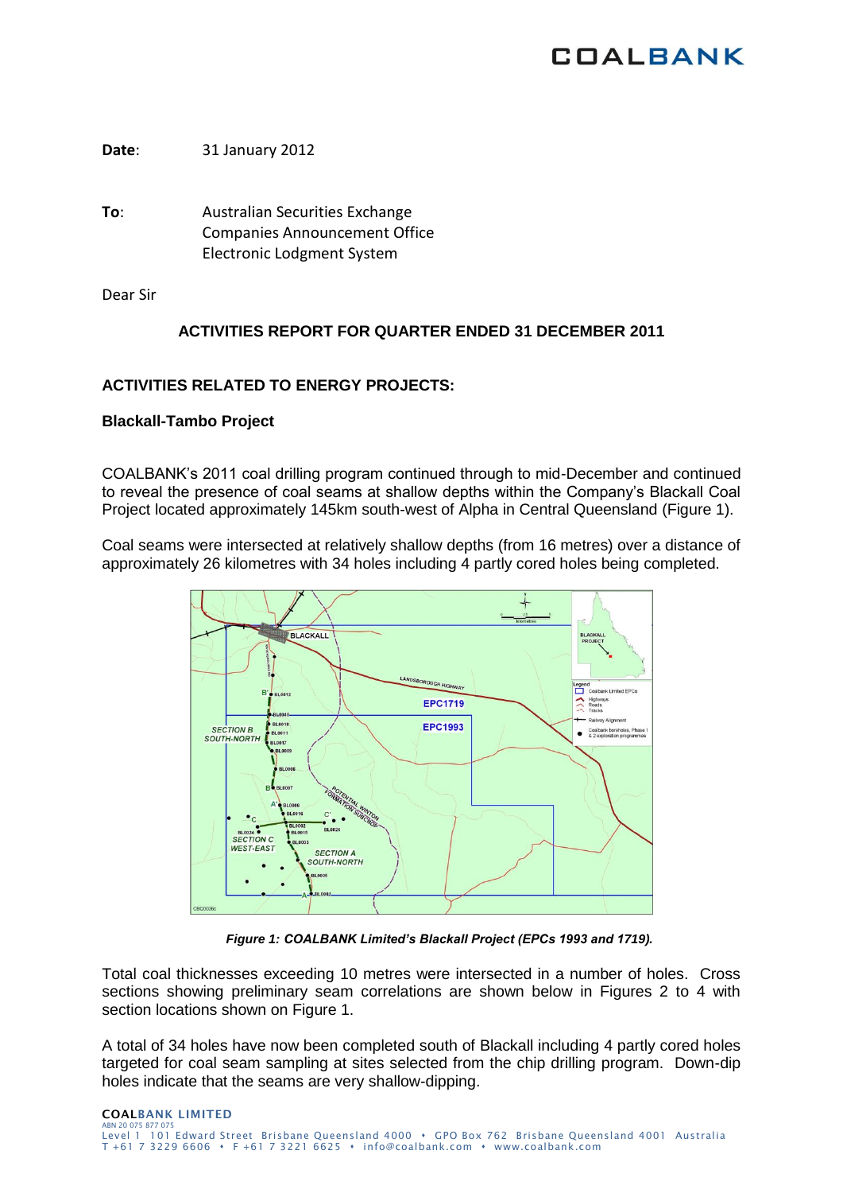COALBANK

**Date**: 31 January 2012

**To**: Australian Securities Exchange
Companies Announcement Office
Electronic Lodgment System

Dear Sir

## ACTIVITIES REPORT FOR QUARTER ENDED 31 DECEMBER 2011

## ACTIVITIES RELATED TO ENERGY PROJECTS:

### Blackall-Tambo Project

COALBANK's 2011 coal drilling program continued through to mid-December and continued to reveal the presence of coal seams at shallow depths within the Company's Blackall Coal Project located approximately 145km south-west of Alpha in Central Queensland (Figure 1).

Coal seams were intersected at relatively shallow depths (from 16 metres) over a distance of approximately 26 kilometres with 34 holes including 4 partly cored holes being completed.

*Figure 1: COALBANK Limited's Blackall Project (EPCs 1993 and 1719).*

Total coal thicknesses exceeding 10 metres were intersected in a number of holes. Cross sections showing preliminary seam correlations are shown below in Figures 2 to 4 with section locations shown on Figure 1.

A total of 34 holes have now been completed south of Blackall including 4 partly cored holes targeted for coal seam sampling at sites selected from the chip drilling program. Down-dip holes indicate that the seams are very shallow-dipping.

COALBANK LIMITED
ABN 20 075 877 075
Level 1 101 Edward Street Brisbane Queensland 4000 • GPO Box 762 Brisbane Queensland 4001 Australia
T +61 7 3229 6606 • F +61 7 3221 6625 • info@coalbank.com • www.coalbank.com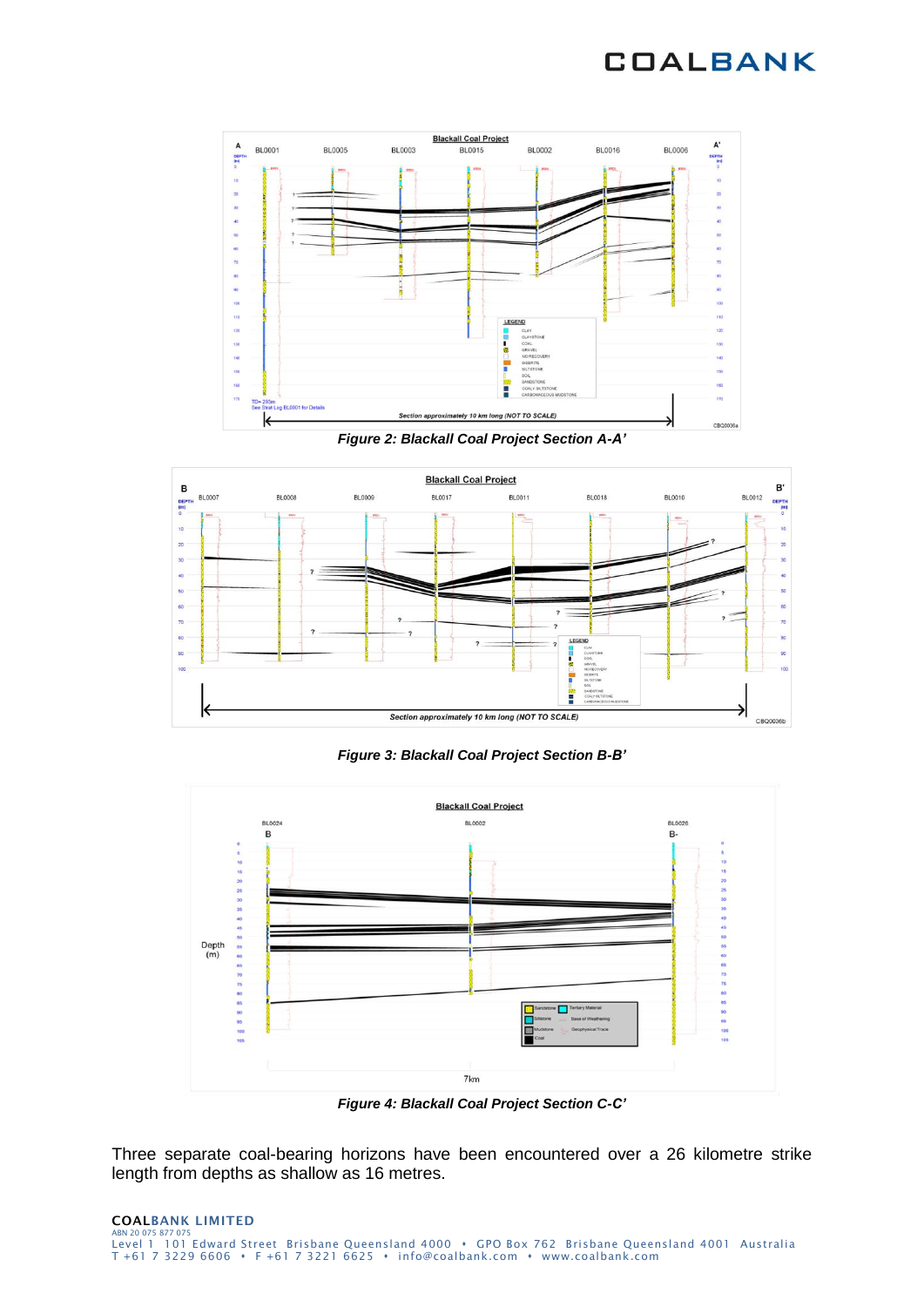*Figure 2: Blackall Coal Project Section A-A'*

*Figure 3: Blackall Coal Project Section B-B'*

*Figure 4: Blackall Coal Project Section C-C'*

Three separate coal-bearing horizons have been encountered over a 26 kilometre strike length from depths as shallow as 16 metres.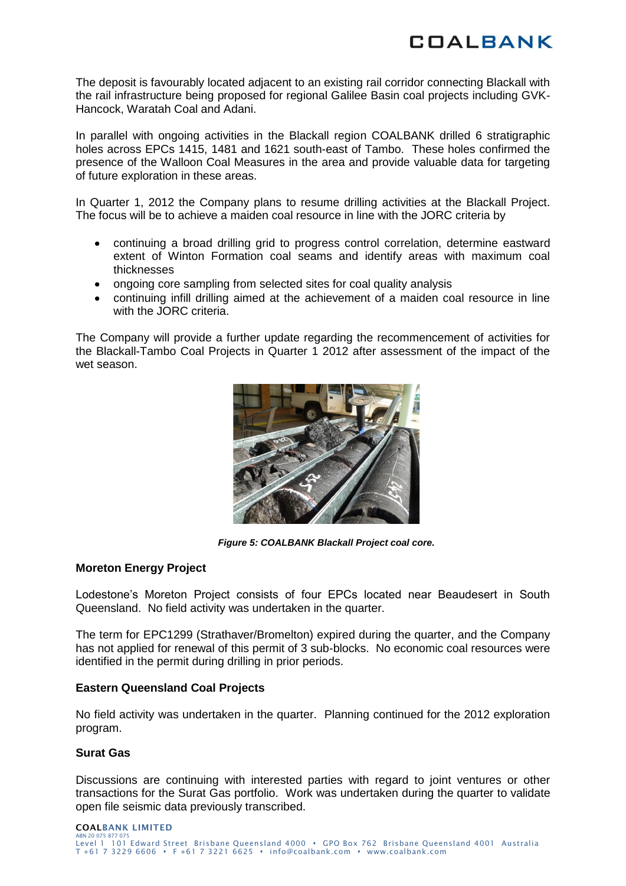The deposit is favourably located adjacent to an existing rail corridor connecting Blackall with the rail infrastructure being proposed for regional Galilee Basin coal projects including GVK-Hancock, Waratah Coal and Adani.

In parallel with ongoing activities in the Blackall region COALBANK drilled 6 stratigraphic holes across EPCs 1415, 1481 and 1621 south-east of Tambo. These holes confirmed the presence of the Walloon Coal Measures in the area and provide valuable data for targeting of future exploration in these areas.

In Quarter 1, 2012 the Company plans to resume drilling activities at the Blackall Project. The focus will be to achieve a maiden coal resource in line with the JORC criteria by

- continuing a broad drilling grid to progress control correlation, determine eastward extent of Winton Formation coal seams and identify areas with maximum coal thicknesses
- ongoing core sampling from selected sites for coal quality analysis
- continuing infill drilling aimed at the achievement of a maiden coal resource in line with the JORC criteria.

The Company will provide a further update regarding the recommencement of activities for the Blackall-Tambo Coal Projects in Quarter 1 2012 after assessment of the impact of the wet season.

***Figure 5: COALBANK Blackall Project coal core.***

### Moreton Energy Project

Lodestone's Moreton Project consists of four EPCs located near Beaudesert in South Queensland. No field activity was undertaken in the quarter.

The term for EPC1299 (Strathaver/Bromelton) expired during the quarter, and the Company has not applied for renewal of this permit of 3 sub-blocks. No economic coal resources were identified in the permit during drilling in prior periods.

### Eastern Queensland Coal Projects

No field activity was undertaken in the quarter. Planning continued for the 2012 exploration program.

### Surat Gas

Discussions are continuing with interested parties with regard to joint ventures or other transactions for the Surat Gas portfolio. Work was undertaken during the quarter to validate open file seismic data previously transcribed.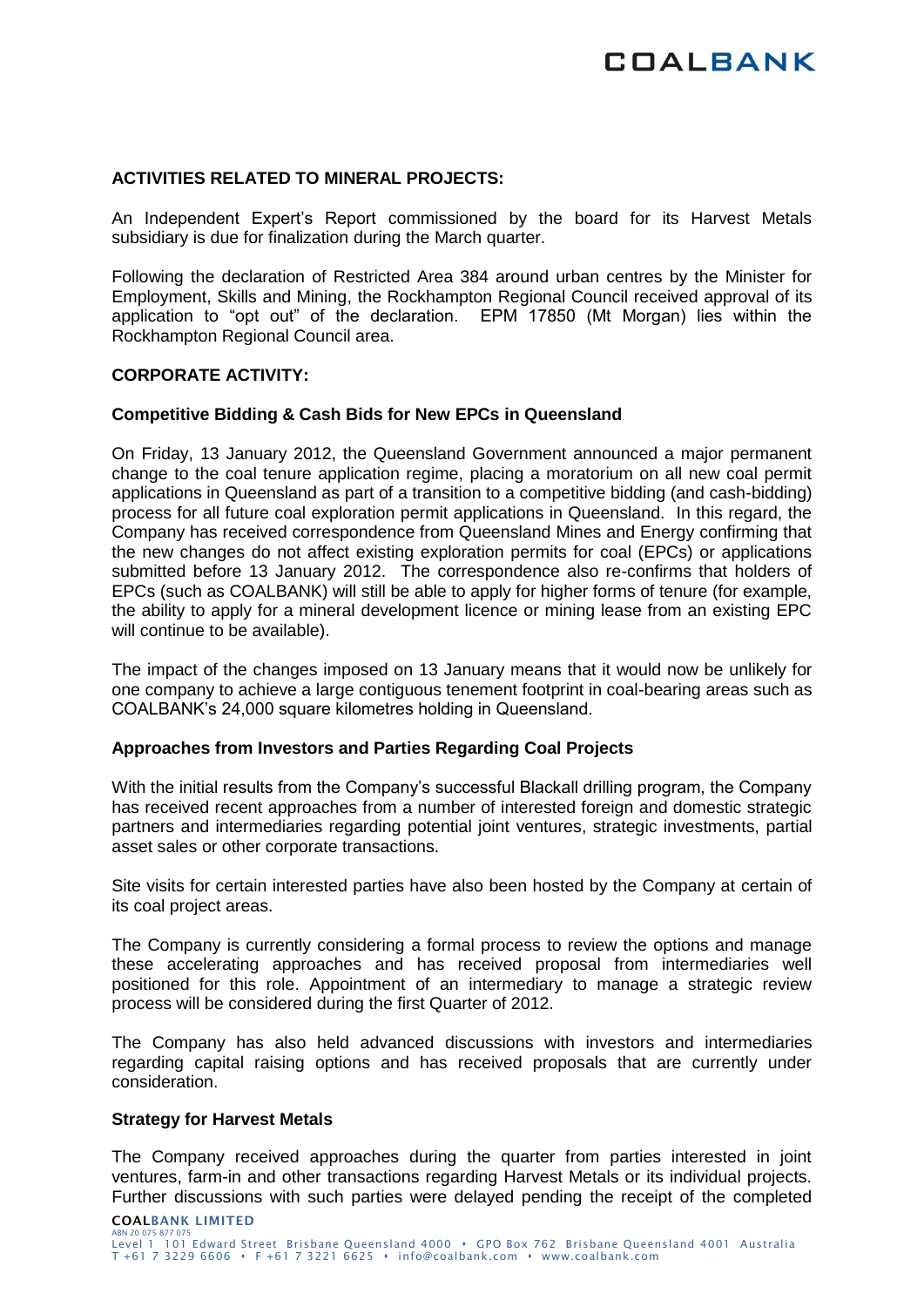## ACTIVITIES RELATED TO MINERAL PROJECTS:

An Independent Expert's Report commissioned by the board for its Harvest Metals subsidiary is due for finalization during the March quarter.

Following the declaration of Restricted Area 384 around urban centres by the Minister for Employment, Skills and Mining, the Rockhampton Regional Council received approval of its application to "opt out" of the declaration. EPM 17850 (Mt Morgan) lies within the Rockhampton Regional Council area.

## CORPORATE ACTIVITY:

### Competitive Bidding & Cash Bids for New EPCs in Queensland

On Friday, 13 January 2012, the Queensland Government announced a major permanent change to the coal tenure application regime, placing a moratorium on all new coal permit applications in Queensland as part of a transition to a competitive bidding (and cash-bidding) process for all future coal exploration permit applications in Queensland. In this regard, the Company has received correspondence from Queensland Mines and Energy confirming that the new changes do not affect existing exploration permits for coal (EPCs) or applications submitted before 13 January 2012. The correspondence also re-confirms that holders of EPCs (such as COALBANK) will still be able to apply for higher forms of tenure (for example, the ability to apply for a mineral development licence or mining lease from an existing EPC will continue to be available).

The impact of the changes imposed on 13 January means that it would now be unlikely for one company to achieve a large contiguous tenement footprint in coal-bearing areas such as COALBANK's 24,000 square kilometres holding in Queensland.

### Approaches from Investors and Parties Regarding Coal Projects

With the initial results from the Company's successful Blackall drilling program, the Company has received recent approaches from a number of interested foreign and domestic strategic partners and intermediaries regarding potential joint ventures, strategic investments, partial asset sales or other corporate transactions.

Site visits for certain interested parties have also been hosted by the Company at certain of its coal project areas.

The Company is currently considering a formal process to review the options and manage these accelerating approaches and has received proposal from intermediaries well positioned for this role. Appointment of an intermediary to manage a strategic review process will be considered during the first Quarter of 2012.

The Company has also held advanced discussions with investors and intermediaries regarding capital raising options and has received proposals that are currently under consideration.

### Strategy for Harvest Metals

The Company received approaches during the quarter from parties interested in joint ventures, farm-in and other transactions regarding Harvest Metals or its individual projects. Further discussions with such parties were delayed pending the receipt of the completed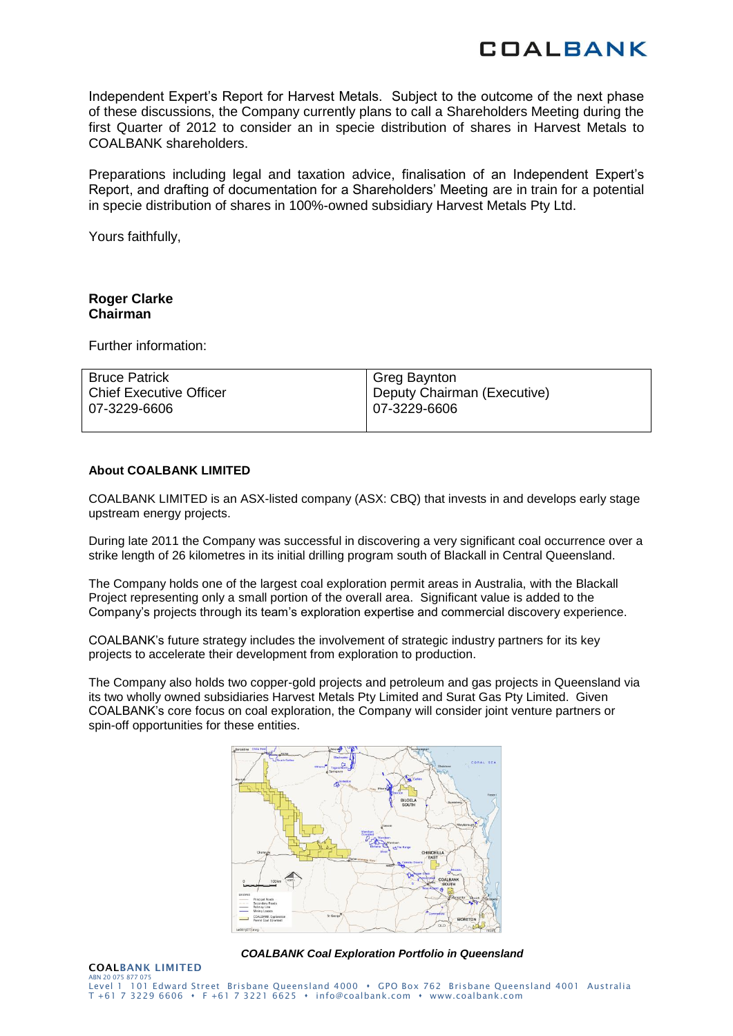Independent Expert's Report for Harvest Metals. Subject to the outcome of the next phase of these discussions, the Company currently plans to call a Shareholders Meeting during the first Quarter of 2012 to consider an in specie distribution of shares in Harvest Metals to COALBANK shareholders.

Preparations including legal and taxation advice, finalisation of an Independent Expert's Report, and drafting of documentation for a Shareholders' Meeting are in train for a potential in specie distribution of shares in 100%-owned subsidiary Harvest Metals Pty Ltd.

Yours faithfully,

**Roger Clarke**
**Chairman**

Further information:

| | |
|---|---|
| Bruce Patrick<br>Chief Executive Officer<br>07-3229-6606 | Greg Baynton<br>Deputy Chairman (Executive)<br>07-3229-6606 |

**About COALBANK LIMITED**

COALBANK LIMITED is an ASX-listed company (ASX: CBQ) that invests in and develops early stage upstream energy projects.

During late 2011 the Company was successful in discovering a very significant coal occurrence over a strike length of 26 kilometres in its initial drilling program south of Blackall in Central Queensland.

The Company holds one of the largest coal exploration permit areas in Australia, with the Blackall Project representing only a small portion of the overall area. Significant value is added to the Company's projects through its team's exploration expertise and commercial discovery experience.

COALBANK's future strategy includes the involvement of strategic industry partners for its key projects to accelerate their development from exploration to production.

The Company also holds two copper-gold projects and petroleum and gas projects in Queensland via its two wholly owned subsidiaries Harvest Metals Pty Limited and Surat Gas Pty Limited. Given COALBANK's core focus on coal exploration, the Company will consider joint venture partners or spin-off opportunities for these entities.

*COALBANK Coal Exploration Portfolio in Queensland*